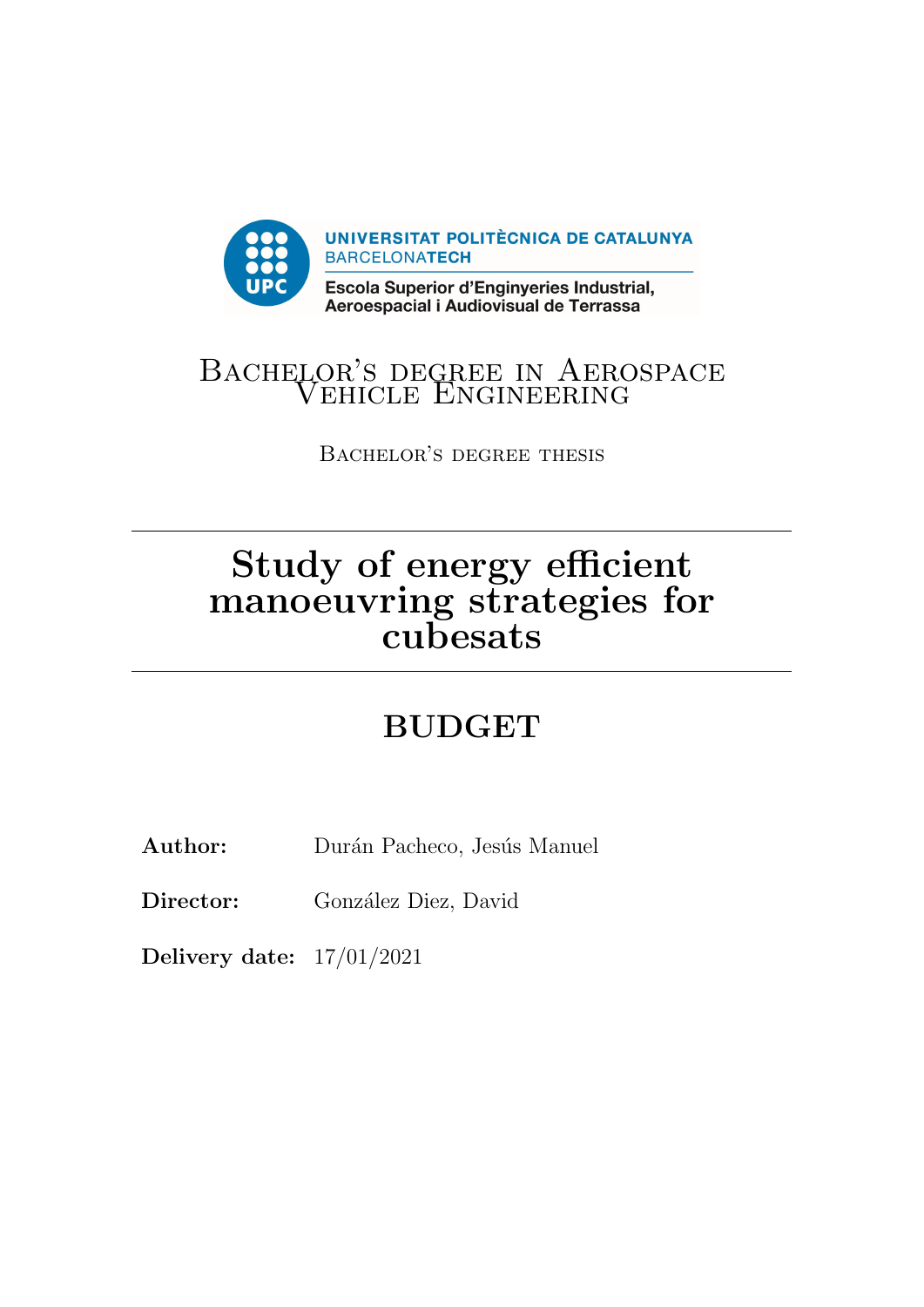UNIVERSITAT POLITÈCNICA DE CATALUNYA
BARCELONATECH

Escola Superior d'Enginyeries Industrial, Aeroespacial i Audiovisual de Terrassa

Bachelor's degree in Aerospace Vehicle Engineering

Bachelor's degree thesis

# Study of energy efficient manoeuvring strategies for cubesats

## BUDGET

**Author:** Durán Pacheco, Jesús Manuel

**Director:** González Diez, David

**Delivery date:** 17/01/2021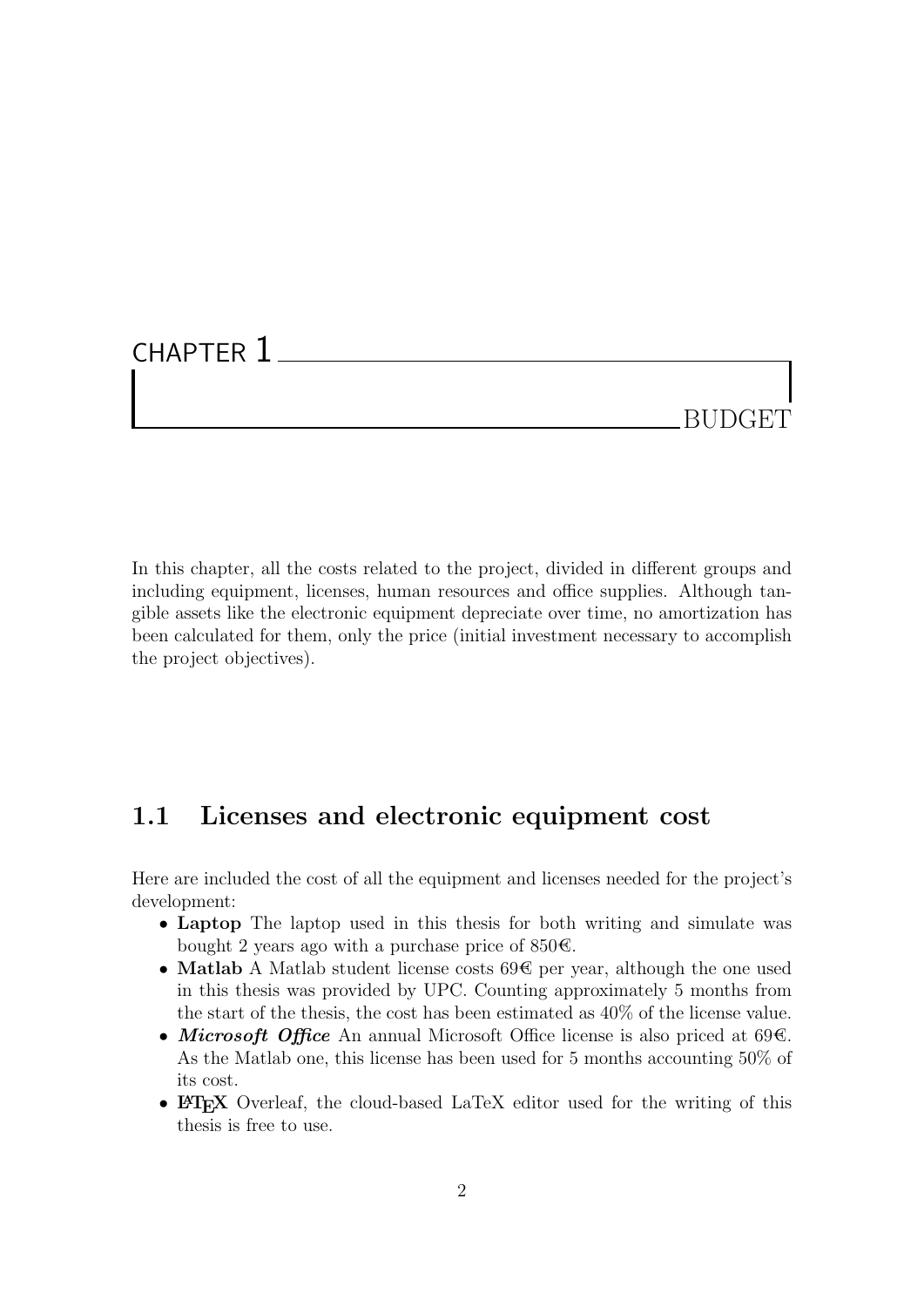# CHAPTER 1

# BUDGET

In this chapter, all the costs related to the project, divided in different groups and including equipment, licenses, human resources and office supplies. Although tangible assets like the electronic equipment depreciate over time, no amortization has been calculated for them, only the price (initial investment necessary to accomplish the project objectives).

## 1.1 Licenses and electronic equipment cost

Here are included the cost of all the equipment and licenses needed for the project's development:

- **Laptop** The laptop used in this thesis for both writing and simulate was bought 2 years ago with a purchase price of 850€.
- **Matlab** A Matlab student license costs 69€ per year, although the one used in this thesis was provided by UPC. Counting approximately 5 months from the start of the thesis, the cost has been estimated as 40% of the license value.
- ***Microsoft Office*** An annual Microsoft Office license is also priced at 69€. As the Matlab one, this license has been used for 5 months accounting 50% of its cost.
- **LaTeX** Overleaf, the cloud-based LaTeX editor used for the writing of this thesis is free to use.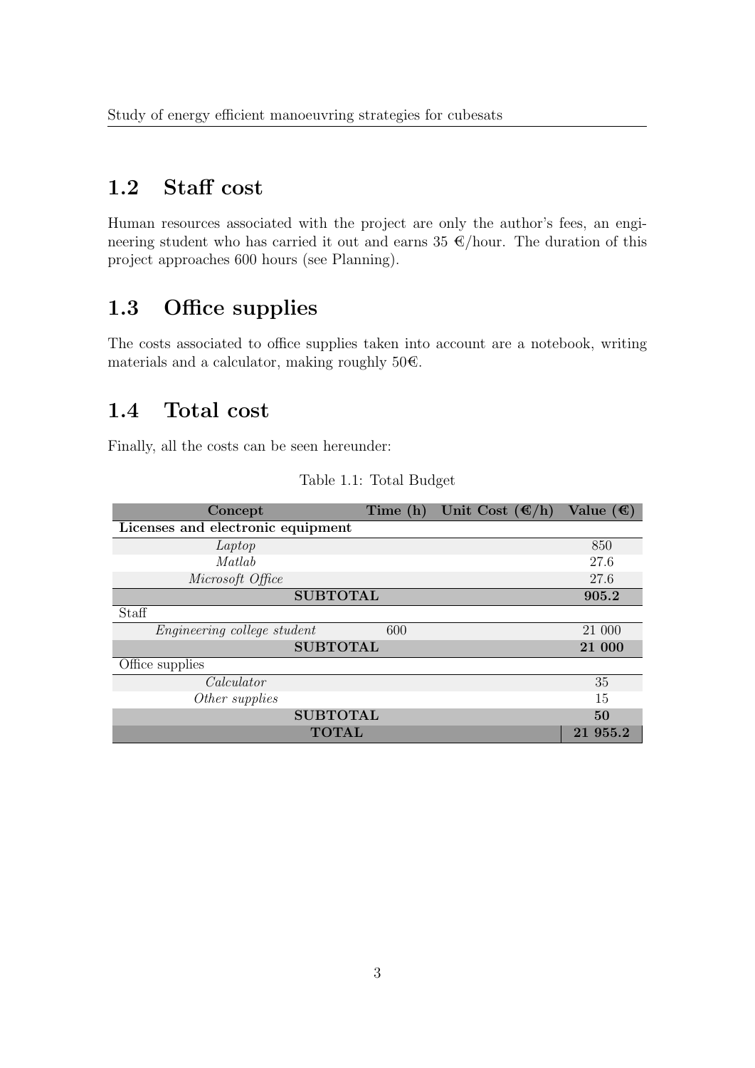## 1.2 Staff cost

Human resources associated with the project are only the author's fees, an engineering student who has carried it out and earns 35 €/hour. The duration of this project approaches 600 hours (see Planning).

## 1.3 Office supplies

The costs associated to office supplies taken into account are a notebook, writing materials and a calculator, making roughly 50€.

## 1.4 Total cost

Finally, all the costs can be seen hereunder:

Table 1.1: Total Budget

| Concept | Time (h) | Unit Cost (€/h) | Value (€) |
|---|---|---|---|
| **Licenses and electronic equipment** | | | |
| *Laptop* | | | 850 |
| *Matlab* | | | 27.6 |
| *Microsoft Office* | | | 27.6 |
| **SUBTOTAL** | | | **905.2** |
| Staff | | | |
| *Engineering college student* | 600 | | 21 000 |
| **SUBTOTAL** | | | **21 000** |
| Office supplies | | | |
| *Calculator* | | | 35 |
| *Other supplies* | | | 15 |
| **SUBTOTAL** | | | **50** |
| **TOTAL** | | | **21 955.2** |